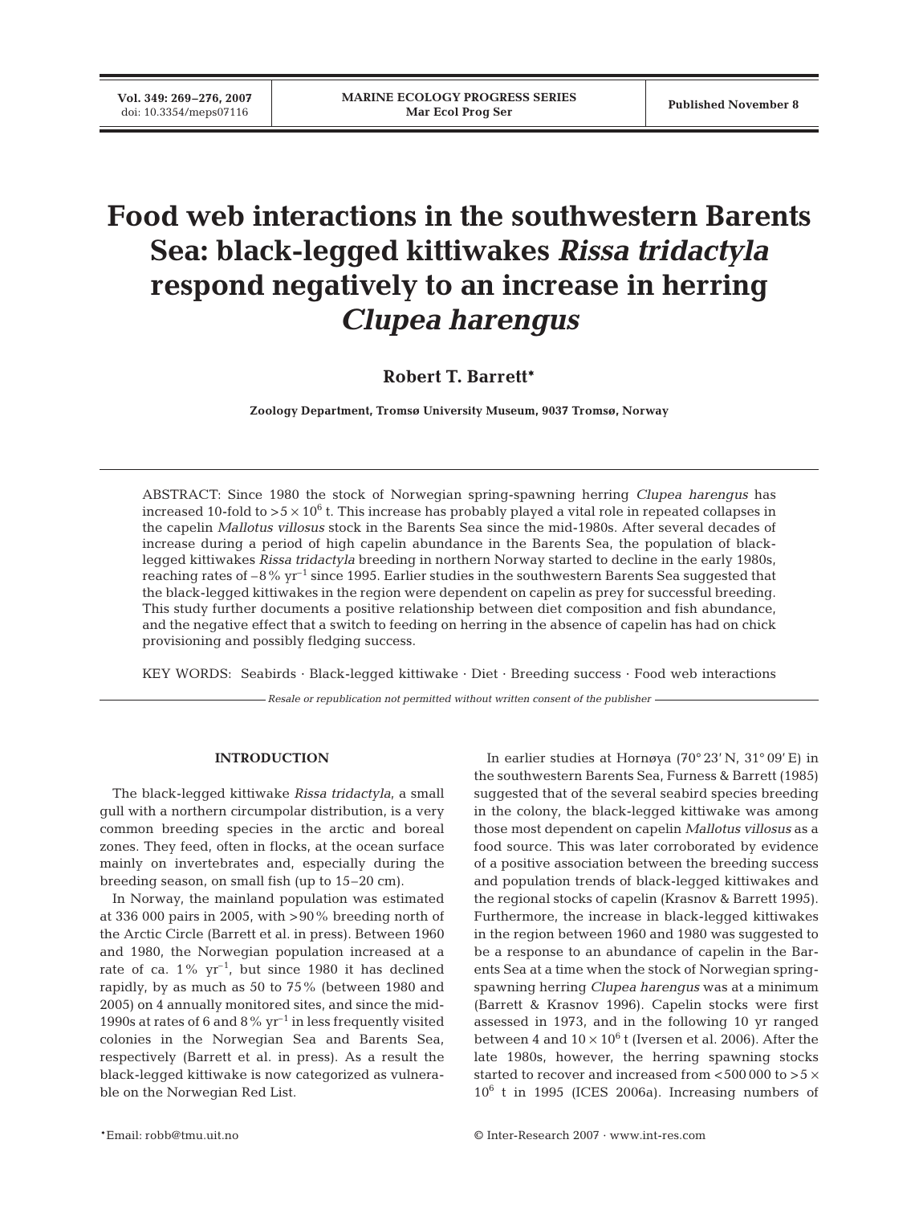# Food web interactions in the southwestern Barents Sea: black-legged kittiwakes *Rissa tridactyla* respond negatively to an increase in herring *Clupea harengus*

**Robert T. Barrett***

**Zoology Department, Tromsø University Museum, 9037 Tromsø, Norway**

ABSTRACT: Since 1980 the stock of Norwegian spring-spawning herring *Clupea harengus* has increased 10-fold to $>5 \times 10^6$ t. This increase has probably played a vital role in repeated collapses in the capelin *Mallotus villosus* stock in the Barents Sea since the mid-1980s. After several decades of increase during a period of high capelin abundance in the Barents Sea, the population of black-legged kittiwakes *Rissa tridactyla* breeding in northern Norway started to decline in the early 1980s, reaching rates of $-8\%$ $yr^{-1}$ since 1995. Earlier studies in the southwestern Barents Sea suggested that the black-legged kittiwakes in the region were dependent on capelin as prey for successful breeding. This study further documents a positive relationship between diet composition and fish abundance, and the negative effect that a switch to feeding on herring in the absence of capelin has had on chick provisioning and possibly fledging success.

KEY WORDS: Seabirds · Black-legged kittiwake · Diet · Breeding success · Food web interactions

*Resale or republication not permitted without written consent of the publisher*

## INTRODUCTION

The black-legged kittiwake *Rissa tridactyla*, a small gull with a northern circumpolar distribution, is a very common breeding species in the arctic and boreal zones. They feed, often in flocks, at the ocean surface mainly on invertebrates and, especially during the breeding season, on small fish (up to 15–20 cm).

In Norway, the mainland population was estimated at 336 000 pairs in 2005, with >90% breeding north of the Arctic Circle (Barrett et al. in press). Between 1960 and 1980, the Norwegian population increased at a rate of ca. 1% $yr^{-1}$, but since 1980 it has declined rapidly, by as much as 50 to 75% (between 1980 and 2005) on 4 annually monitored sites, and since the mid-1990s at rates of 6 and 8% $yr^{-1}$ in less frequently visited colonies in the Norwegian Sea and Barents Sea, respectively (Barrett et al. in press). As a result the black-legged kittiwake is now categorized as vulnerable on the Norwegian Red List.

In earlier studies at Hornøya (70° 23' N, 31° 09' E) in the southwestern Barents Sea, Furness & Barrett (1985) suggested that of the several seabird species breeding in the colony, the black-legged kittiwake was among those most dependent on capelin *Mallotus villosus* as a food source. This was later corroborated by evidence of a positive association between the breeding success and population trends of black-legged kittiwakes and the regional stocks of capelin (Krasnov & Barrett 1995). Furthermore, the increase in black-legged kittiwakes in the region between 1960 and 1980 was suggested to be a response to an abundance of capelin in the Barents Sea at a time when the stock of Norwegian spring-spawning herring *Clupea harengus* was at a minimum (Barrett & Krasnov 1996). Capelin stocks were first assessed in 1973, and in the following 10 yr ranged between 4 and $10 \times 10^6$ t (Iversen et al. 2006). After the late 1980s, however, the herring spawning stocks started to recover and increased from <500 000 to $>5 \times 10^6$ t in 1995 (ICES 2006a). Increasing numbers of

*Email: robb@tmu.uit.no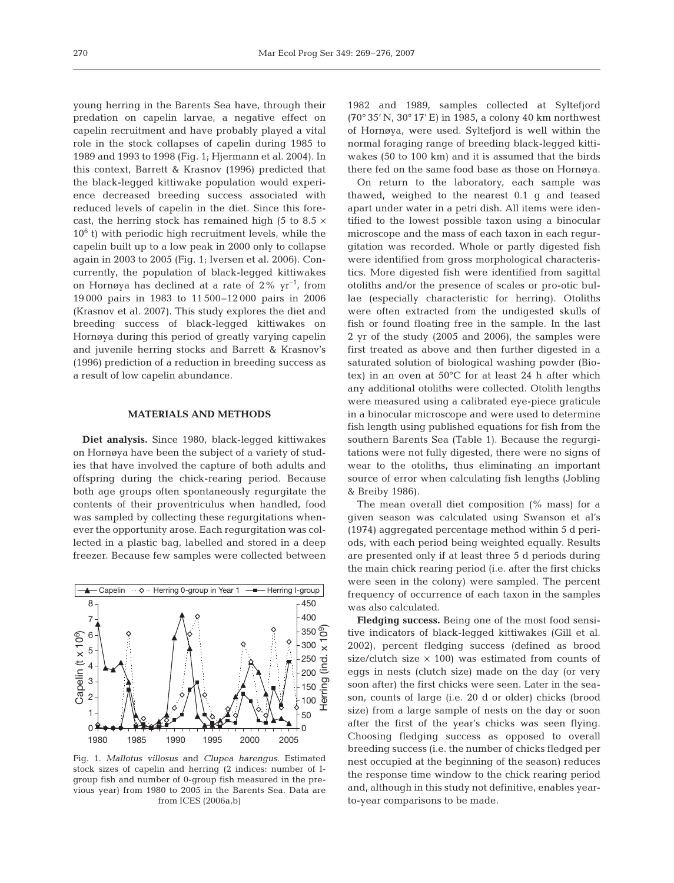young herring in the Barents Sea have, through their predation on capelin larvae, a negative effect on capelin recruitment and have probably played a vital role in the stock collapses of capelin during 1985 to 1989 and 1993 to 1998 (Fig. 1; Hjermann et al. 2004). In this context, Barrett & Krasnov (1996) predicted that the black-legged kittiwake population would experience decreased breeding success associated with reduced levels of capelin in the diet. Since this forecast, the herring stock has remained high (5 to 8.5 × $10^6$ t) with periodic high recruitment levels, while the capelin built up to a low peak in 2000 only to collapse again in 2003 to 2005 (Fig. 1; Iversen et al. 2006). Concurrently, the population of black-legged kittiwakes on Hornøya has declined at a rate of 2% $yr^{-1}$, from 19 000 pairs in 1983 to 11 500–12 000 pairs in 2006 (Krasnov et al. 2007). This study explores the diet and breeding success of black-legged kittiwakes on Hornøya during this period of greatly varying capelin and juvenile herring stocks and Barrett & Krasnov's (1996) prediction of a reduction in breeding success as a result of low capelin abundance.

## MATERIALS AND METHODS

**Diet analysis.** Since 1980, black-legged kittiwakes on Hornøya have been the subject of a variety of studies that have involved the capture of both adults and offspring during the chick-rearing period. Because both age groups often spontaneously regurgitate the contents of their proventriculus when handled, food was sampled by collecting these regurgitations whenever the opportunity arose. Each regurgitation was collected in a plastic bag, labelled and stored in a deep freezer. Because few samples were collected between 1982 and 1989, samples collected at Syltefjord (70° 35' N, 30° 17' E) in 1985, a colony 40 km northwest of Hornøya, were used. Syltefjord is well within the normal foraging range of breeding black-legged kittiwakes (50 to 100 km) and it is assumed that the birds there fed on the same food base as those on Hornøya.

Fig. 1. *Mallotus villosus* and *Clupea harengus*. Estimated stock sizes of capelin and herring (2 indices: number of I-group fish and number of 0-group fish measured in the previous year) from 1980 to 2005 in the Barents Sea. Data are from ICES (2006a,b)

On return to the laboratory, each sample was thawed, weighed to the nearest 0.1 g and teased apart under water in a petri dish. All items were identified to the lowest possible taxon using a binocular microscope and the mass of each taxon in each regurgitation was recorded. Whole or partly digested fish were identified from gross morphological characteristics. More digested fish were identified from sagittal otoliths and/or the presence of scales or pro-otic bullae (especially characteristic for herring). Otoliths were often extracted from the undigested skulls of fish or found floating free in the sample. In the last 2 yr of the study (2005 and 2006), the samples were first treated as above and then further digested in a saturated solution of biological washing powder (Biotex) in an oven at 50°C for at least 24 h after which any additional otoliths were collected. Otolith lengths were measured using a calibrated eye-piece graticule in a binocular microscope and were used to determine fish length using published equations for fish from the southern Barents Sea (Table 1). Because the regurgitations were not fully digested, there were no signs of wear to the otoliths, thus eliminating an important source of error when calculating fish lengths (Jobling & Breiby 1986).

The mean overall diet composition (% mass) for a given season was calculated using Swanson et al's (1974) aggregated percentage method within 5 d periods, with each period being weighted equally. Results are presented only if at least three 5 d periods during the main chick rearing period (i.e. after the first chicks were seen in the colony) were sampled. The percent frequency of occurrence of each taxon in the samples was also calculated.

**Fledging success.** Being one of the most food sensitive indicators of black-legged kittiwakes (Gill et al. 2002), percent fledging success (defined as brood size/clutch size × 100) was estimated from counts of eggs in nests (clutch size) made on the day (or very soon after) the first chicks were seen. Later in the season, counts of large (i.e. 20 d or older) chicks (brood size) from a large sample of nests on the day or soon after the first of the year's chicks was seen flying. Choosing fledging success as opposed to overall breeding success (i.e. the number of chicks fledged per nest occupied at the beginning of the season) reduces the response time window to the chick rearing period and, although in this study not definitive, enables year-to-year comparisons to be made.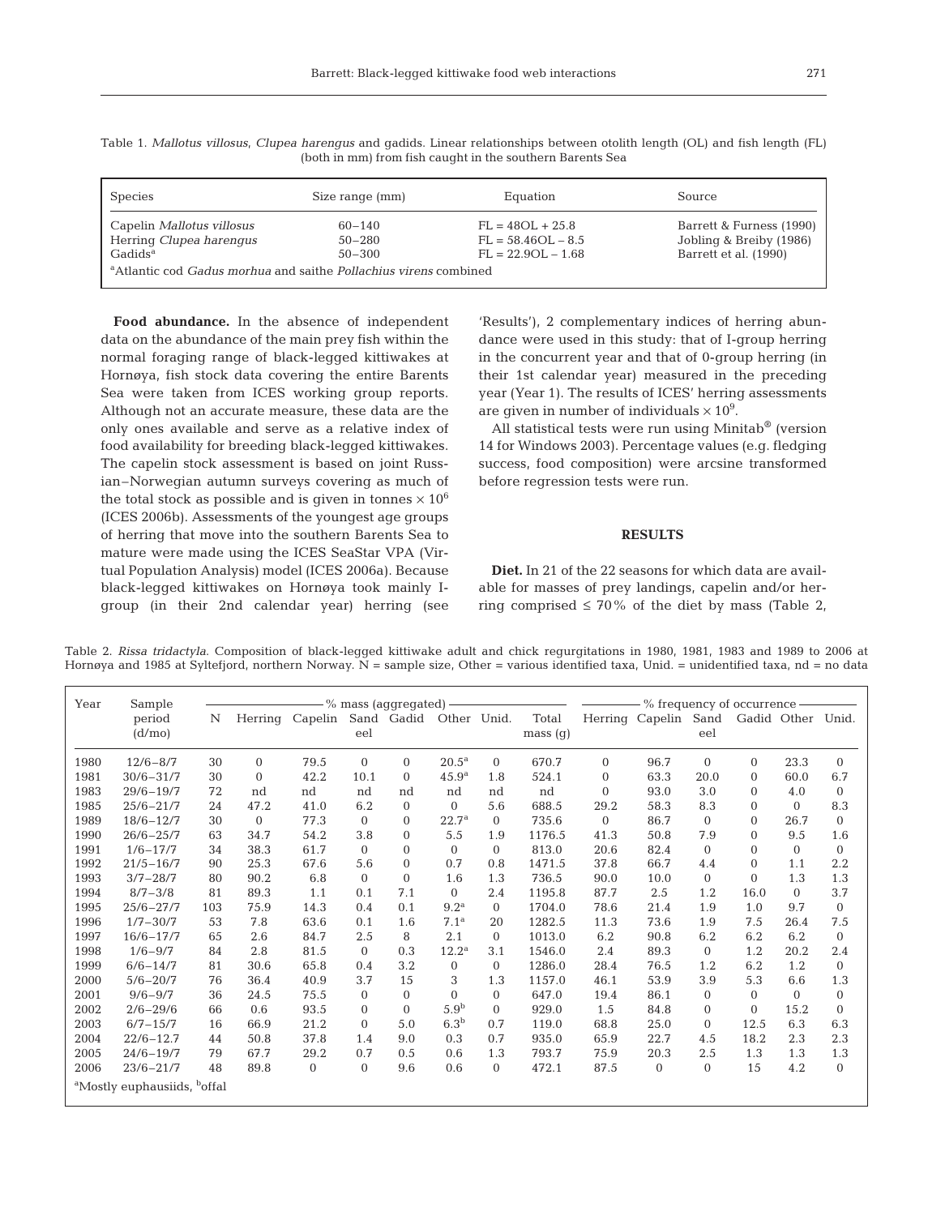Table 1. *Mallotus villosus*, *Clupea harengus* and gadids. Linear relationships between otolith length (OL) and fish length (FL) (both in mm) from fish caught in the southern Barents Sea

| Species | Size range (mm) | Equation | Source |
|---|---|---|---|
| Capelin *Mallotus villosus* | 60–140 | FL = 48OL + 25.8 | Barrett & Furness (1990) |
| Herring *Clupea harengus* | 50–280 | FL = 58.46OL – 8.5 | Jobling & Breiby (1986) |
| Gadids[a] | 50–300 | FL = 22.9OL – 1.68 | Barrett et al. (1990) |

[a]Atlantic cod *Gadus morhua* and saithe *Pollachius virens* combined

**Food abundance.** In the absence of independent data on the abundance of the main prey fish within the normal foraging range of black-legged kittiwakes at Hornøya, fish stock data covering the entire Barents Sea were taken from ICES working group reports. Although not an accurate measure, these data are the only ones available and serve as a relative index of food availability for breeding black-legged kittiwakes. The capelin stock assessment is based on joint Russian–Norwegian autumn surveys covering as much of the total stock as possible and is given in tonnes $\times 10^6$ (ICES 2006b). Assessments of the youngest age groups of herring that move into the southern Barents Sea to mature were made using the ICES SeaStar VPA (Virtual Population Analysis) model (ICES 2006a). Because black-legged kittiwakes on Hornøya took mainly I-group (in their 2nd calendar year) herring (see 'Results'), 2 complementary indices of herring abundance were used in this study: that of I-group herring in the concurrent year and that of 0-group herring (in their 1st calendar year) measured in the preceding year (Year 1). The results of ICES' herring assessments are given in number of individuals $\times 10^9$.

All statistical tests were run using Minitab® (version 14 for Windows 2003). Percentage values (e.g. fledging success, food composition) were arcsine transformed before regression tests were run.

## RESULTS

**Diet.** In 21 of the 22 seasons for which data are available for masses of prey landings, capelin and/or herring comprised ≤ 70% of the diet by mass (Table 2,

Table 2. *Rissa tridactyla.* Composition of black-legged kittiwake adult and chick regurgitations in 1980, 1981, 1983 and 1989 to 2006 at Hornøya and 1985 at Syltefjord, northern Norway. N = sample size, Other = various identified taxa, Unid. = unidentified taxa, nd = no data

| Year | Sample period (d/mo) | N | % mass (aggregated) | | | | | | | % frequency of occurrence | | | | | |
|---|---|---|---|---|---|---|---|---|---|---|---|---|---|---|---|
| | | | Herring | Capelin | Sand eel | Gadid | Other | Unid. | Total mass (g) | Herring | Capelin | Sand eel | Gadid | Other | Unid. |
| 1980 | 12/6–8/7 | 30 | 0 | 79.5 | 0 | 0 | 20.5[a] | 0 | 670.7 | 0 | 96.7 | 0 | 0 | 23.3 | 0 |
| 1981 | 30/6–31/7 | 30 | 0 | 42.2 | 10.1 | 0 | 45.9[a] | 1.8 | 524.1 | 0 | 63.3 | 20.0 | 0 | 60.0 | 6.7 |
| 1983 | 29/6–19/7 | 72 | nd | nd | nd | nd | nd | nd | nd | 0 | 93.0 | 3.0 | 0 | 4.0 | 0 |
| 1985 | 25/6–21/7 | 24 | 47.2 | 41.0 | 6.2 | 0 | 0 | 5.6 | 688.5 | 29.2 | 58.3 | 8.3 | 0 | 0 | 8.3 |
| 1989 | 18/6–12/7 | 30 | 0 | 77.3 | 0 | 0 | 22.7[a] | 0 | 735.6 | 0 | 86.7 | 0 | 0 | 26.7 | 0 |
| 1990 | 26/6–25/7 | 63 | 34.7 | 54.2 | 3.8 | 0 | 5.5 | 1.9 | 1176.5 | 41.3 | 50.8 | 7.9 | 0 | 9.5 | 1.6 |
| 1991 | 1/6–17/7 | 34 | 38.3 | 61.7 | 0 | 0 | 0 | 0 | 813.0 | 20.6 | 82.4 | 0 | 0 | 0 | 0 |
| 1992 | 21/5–16/7 | 90 | 25.3 | 67.6 | 5.6 | 0 | 0.7 | 0.8 | 1471.5 | 37.8 | 66.7 | 4.4 | 0 | 1.1 | 2.2 |
| 1993 | 3/7–28/7 | 80 | 90.2 | 6.8 | 0 | 0 | 1.6 | 1.3 | 736.5 | 90.0 | 10.0 | 0 | 0 | 1.3 | 1.3 |
| 1994 | 8/7–3/8 | 81 | 89.3 | 1.1 | 0.1 | 7.1 | 0 | 2.4 | 1195.8 | 87.7 | 2.5 | 1.2 | 16.0 | 0 | 3.7 |
| 1995 | 25/6–27/7 | 103 | 75.9 | 14.3 | 0.4 | 0.1 | 9.2[a] | 0 | 1704.0 | 78.6 | 21.4 | 1.9 | 1.0 | 9.7 | 0 |
| 1996 | 1/7–30/7 | 53 | 7.8 | 63.6 | 0.1 | 1.6 | 7.1[a] | 20 | 1282.5 | 11.3 | 73.6 | 1.9 | 7.5 | 26.4 | 7.5 |
| 1997 | 16/6–17/7 | 65 | 2.6 | 84.7 | 2.5 | 8 | 2.1 | 0 | 1013.0 | 6.2 | 90.8 | 6.2 | 6.2 | 6.2 | 0 |
| 1998 | 1/6–9/7 | 84 | 2.8 | 81.5 | 0 | 0.3 | 12.2[a] | 3.1 | 1546.0 | 2.4 | 89.3 | 0 | 1.2 | 20.2 | 2.4 |
| 1999 | 6/6–14/7 | 81 | 30.6 | 65.8 | 0.4 | 3.2 | 0 | 0 | 1286.0 | 28.4 | 76.5 | 1.2 | 6.2 | 1.2 | 0 |
| 2000 | 5/6–20/7 | 76 | 36.4 | 40.9 | 3.7 | 15 | 3 | 1.3 | 1157.0 | 46.1 | 53.9 | 3.9 | 5.3 | 6.6 | 1.3 |
| 2001 | 9/6–9/7 | 36 | 24.5 | 75.5 | 0 | 0 | 0 | 0 | 647.0 | 19.4 | 86.1 | 0 | 0 | 0 | 0 |
| 2002 | 2/6–29/6 | 66 | 0.6 | 93.5 | 0 | 0 | 5.9[b] | 0 | 929.0 | 1.5 | 84.8 | 0 | 0 | 15.2 | 0 |
| 2003 | 6/7–15/7 | 16 | 66.9 | 21.2 | 0 | 5.0 | 6.3[b] | 0.7 | 119.0 | 68.8 | 25.0 | 0 | 12.5 | 6.3 | 6.3 |
| 2004 | 22/6–12.7 | 44 | 50.8 | 37.8 | 1.4 | 9.0 | 0.3 | 0.7 | 935.0 | 65.9 | 22.7 | 4.5 | 18.2 | 2.3 | 2.3 |
| 2005 | 24/6–19/7 | 79 | 67.7 | 29.2 | 0.7 | 0.5 | 0.6 | 1.3 | 793.7 | 75.9 | 20.3 | 2.5 | 1.3 | 1.3 | 1.3 |
| 2006 | 23/6–21/7 | 48 | 89.8 | 0 | 0 | 9.6 | 0.6 | 0 | 472.1 | 87.5 | 0 | 0 | 15 | 4.2 | 0 |

[a]Mostly euphausiids, [b]offal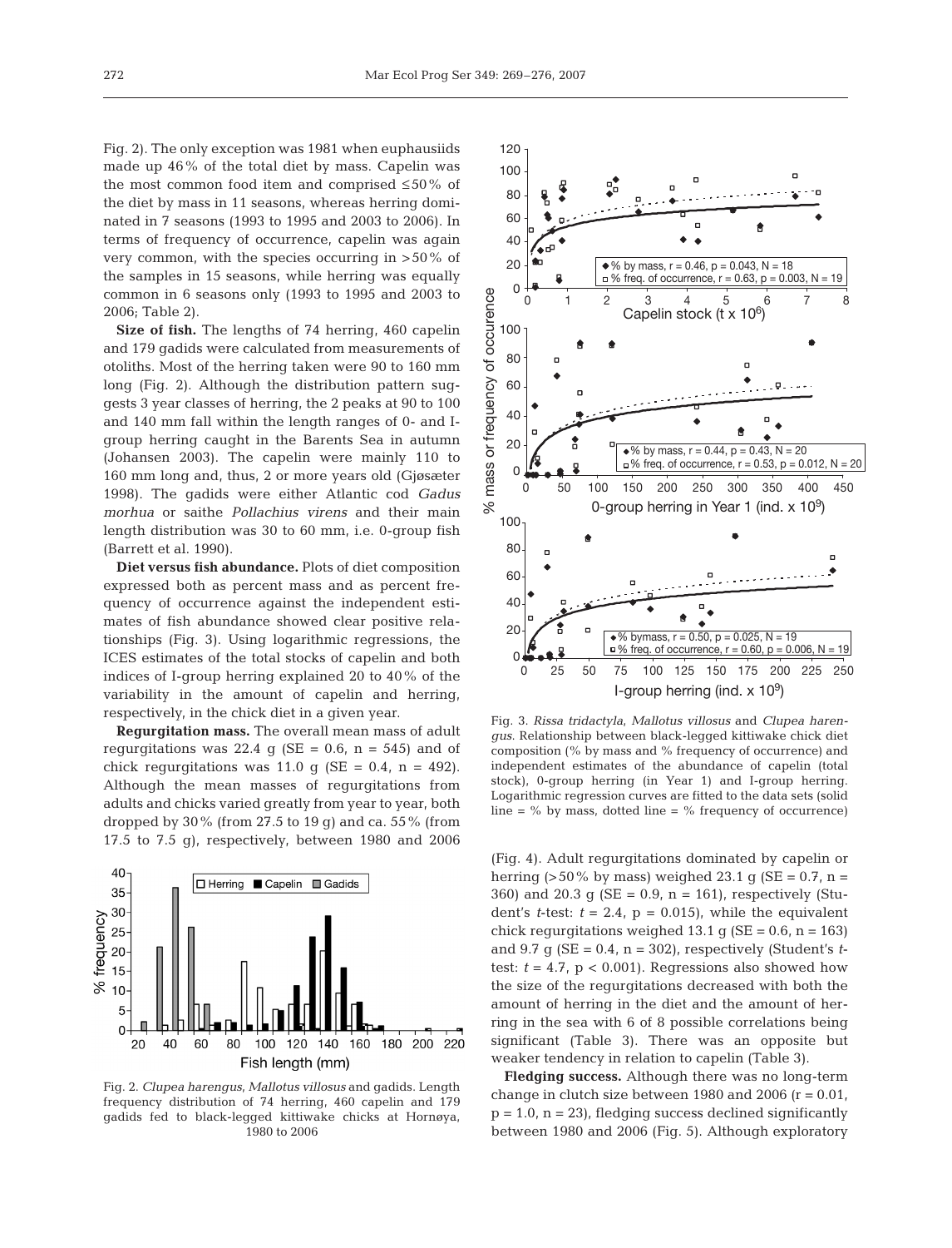Fig. 2). The only exception was 1981 when euphausiids made up 46% of the total diet by mass. Capelin was the most common food item and comprised ≤50% of the diet by mass in 11 seasons, whereas herring dominated in 7 seasons (1993 to 1995 and 2003 to 2006). In terms of frequency of occurrence, capelin was again very common, with the species occurring in >50% of the samples in 15 seasons, while herring was equally common in 6 seasons only (1993 to 1995 and 2003 to 2006; Table 2).

**Size of fish.** The lengths of 74 herring, 460 capelin and 179 gadids were calculated from measurements of otoliths. Most of the herring taken were 90 to 160 mm long (Fig. 2). Although the distribution pattern suggests 3 year classes of herring, the 2 peaks at 90 to 100 and 140 mm fall within the length ranges of 0- and I-group herring caught in the Barents Sea in autumn (Johansen 2003). The capelin were mainly 110 to 160 mm long and, thus, 2 or more years old (Gjøsæter 1998). The gadids were either Atlantic cod *Gadus morhua* or saithe *Pollachius virens* and their main length distribution was 30 to 60 mm, i.e. 0-group fish (Barrett et al. 1990).

**Diet versus fish abundance.** Plots of diet composition expressed both as percent mass and as percent frequency of occurrence against the independent estimates of fish abundance showed clear positive relationships (Fig. 3). Using logarithmic regressions, the ICES estimates of the total stocks of capelin and both indices of I-group herring explained 20 to 40% of the variability in the amount of capelin and herring, respectively, in the chick diet in a given year.

**Regurgitation mass.** The overall mean mass of adult regurgitations was 22.4 g (SE = 0.6, n = 545) and of chick regurgitations was 11.0 g (SE = 0.4, n = 492). Although the mean masses of regurgitations from adults and chicks varied greatly from year to year, both dropped by 30% (from 27.5 to 19 g) and ca. 55% (from 17.5 to 7.5 g), respectively, between 1980 and 2006 (Fig. 4). Adult regurgitations dominated by capelin or herring (>50% by mass) weighed 23.1 g (SE = 0.7, n = 360) and 20.3 g (SE = 0.9, n = 161), respectively (Student's *t*-test: $t = 2.4$, $p = 0.015$), while the equivalent chick regurgitations weighed 13.1 g (SE = 0.6, n = 163) and 9.7 g (SE = 0.4, n = 302), respectively (Student's *t*-test: $t = 4.7$, $p < 0.001$). Regressions also showed how the size of the regurgitations decreased with both the amount of herring in the diet and the amount of herring in the sea with 6 of 8 possible correlations being significant (Table 3). There was an opposite but weaker tendency in relation to capelin (Table 3).

Fig. 2. *Clupea harengus*, *Mallotus villosus* and gadids. Length frequency distribution of 74 herring, 460 capelin and 179 gadids fed to black-legged kittiwake chicks at Hornøya, 1980 to 2006

Fig. 3. *Rissa tridactyla*, *Mallotus villosus* and *Clupea harengus*. Relationship between black-legged kittiwake chick diet composition (% by mass and % frequency of occurrence) and independent estimates of the abundance of capelin (total stock), 0-group herring (in Year 1) and I-group herring. Logarithmic regression curves are fitted to the data sets (solid line = % by mass, dotted line = % frequency of occurrence)

**Fledging success.** Although there was no long-term change in clutch size between 1980 and 2006 ($r = 0.01$, $p = 1.0$, $n = 23$), fledging success declined significantly between 1980 and 2006 (Fig. 5). Although exploratory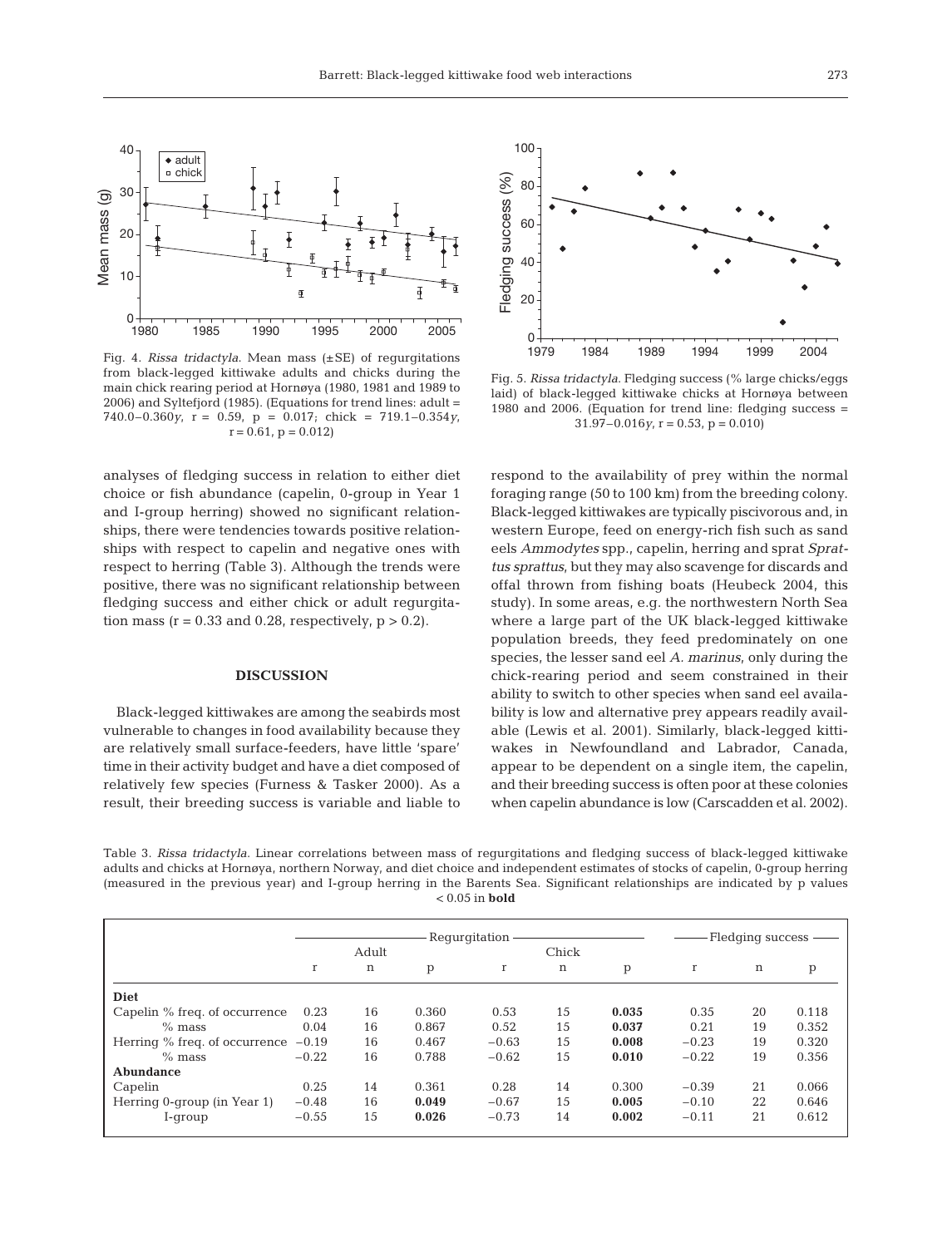Fig. 4. *Rissa tridactyla*. Mean mass (±SE) of regurgitations from black-legged kittiwake adults and chicks during the main chick rearing period at Hornøya (1980, 1981 and 1989 to 2006) and Syltefjord (1985). (Equations for trend lines: adult = $740.0 - 0.360y$, $r = 0.59$, $p = 0.017$; chick = $719.1 - 0.354y$, $r = 0.61$, $p = 0.012$)

Fig. 5. *Rissa tridactyla*. Fledging success (% large chicks/eggs laid) of black-legged kittiwake chicks at Hornøya between 1980 and 2006. (Equation for trend line: fledging success = $31.97 - 0.016y$, $r = 0.53$, $p = 0.010$)

analyses of fledging success in relation to either diet choice or fish abundance (capelin, 0-group in Year 1 and I-group herring) showed no significant relationships, there were tendencies towards positive relationships with respect to capelin and negative ones with respect to herring (Table 3). Although the trends were positive, there was no significant relationship between fledging success and either chick or adult regurgitation mass ($r = 0.33$ and $0.28$, respectively, $p > 0.2$).

## DISCUSSION

Black-legged kittiwakes are among the seabirds most vulnerable to changes in food availability because they are relatively small surface-feeders, have little 'spare' time in their activity budget and have a diet composed of relatively few species (Furness & Tasker 2000). As a result, their breeding success is variable and liable to respond to the availability of prey within the normal foraging range (50 to 100 km) from the breeding colony. Black-legged kittiwakes are typically piscivorous and, in western Europe, feed on energy-rich fish such as sand eels *Ammodytes* spp., capelin, herring and sprat *Sprattus sprattus*, but they may also scavenge for discards and offal thrown from fishing boats (Heubeck 2004, this study). In some areas, e.g. the northwestern North Sea where a large part of the UK black-legged kittiwake population breeds, they feed predominately on one species, the lesser sand eel *A. marinus*, only during the chick-rearing period and seem constrained in their ability to switch to other species when sand eel availability is low and alternative prey appears readily available (Lewis et al. 2001). Similarly, black-legged kittiwakes in Newfoundland and Labrador, Canada, appear to be dependent on a single item, the capelin, and their breeding success is often poor at these colonies when capelin abundance is low (Carscadden et al. 2002).

Table 3. *Rissa tridactyla*. Linear correlations between mass of regurgitations and fledging success of black-legged kittiwake adults and chicks at Hornøya, northern Norway, and diet choice and independent estimates of stocks of capelin, 0-group herring (measured in the previous year) and I-group herring in the Barents Sea. Significant relationships are indicated by p values < 0.05 in **bold**

| | Regurgitation | | | | | | Fledging success | | |
|---|---|---|---|---|---|---|---|---|---|
| | Adult | | | Chick | | | | | |
| | r | n | p | r | n | p | r | n | p |
| **Diet** | | | | | | | | | |
| Capelin % freq. of occurrence | 0.23 | 16 | 0.360 | 0.53 | 15 | **0.035** | 0.35 | 20 | 0.118 |
| % mass | 0.04 | 16 | 0.867 | 0.52 | 15 | **0.037** | 0.21 | 19 | 0.352 |
| Herring % freq. of occurrence | −0.19 | 16 | 0.467 | −0.63 | 15 | **0.008** | −0.23 | 19 | 0.320 |
| % mass | −0.22 | 16 | 0.788 | −0.62 | 15 | **0.010** | −0.22 | 19 | 0.356 |
| **Abundance** | | | | | | | | | |
| Capelin | 0.25 | 14 | 0.361 | 0.28 | 14 | 0.300 | −0.39 | 21 | 0.066 |
| Herring 0-group (in Year 1) | −0.48 | 16 | **0.049** | −0.67 | 15 | **0.005** | −0.10 | 22 | 0.646 |
| I-group | −0.55 | 15 | **0.026** | −0.73 | 14 | **0.002** | −0.11 | 21 | 0.612 |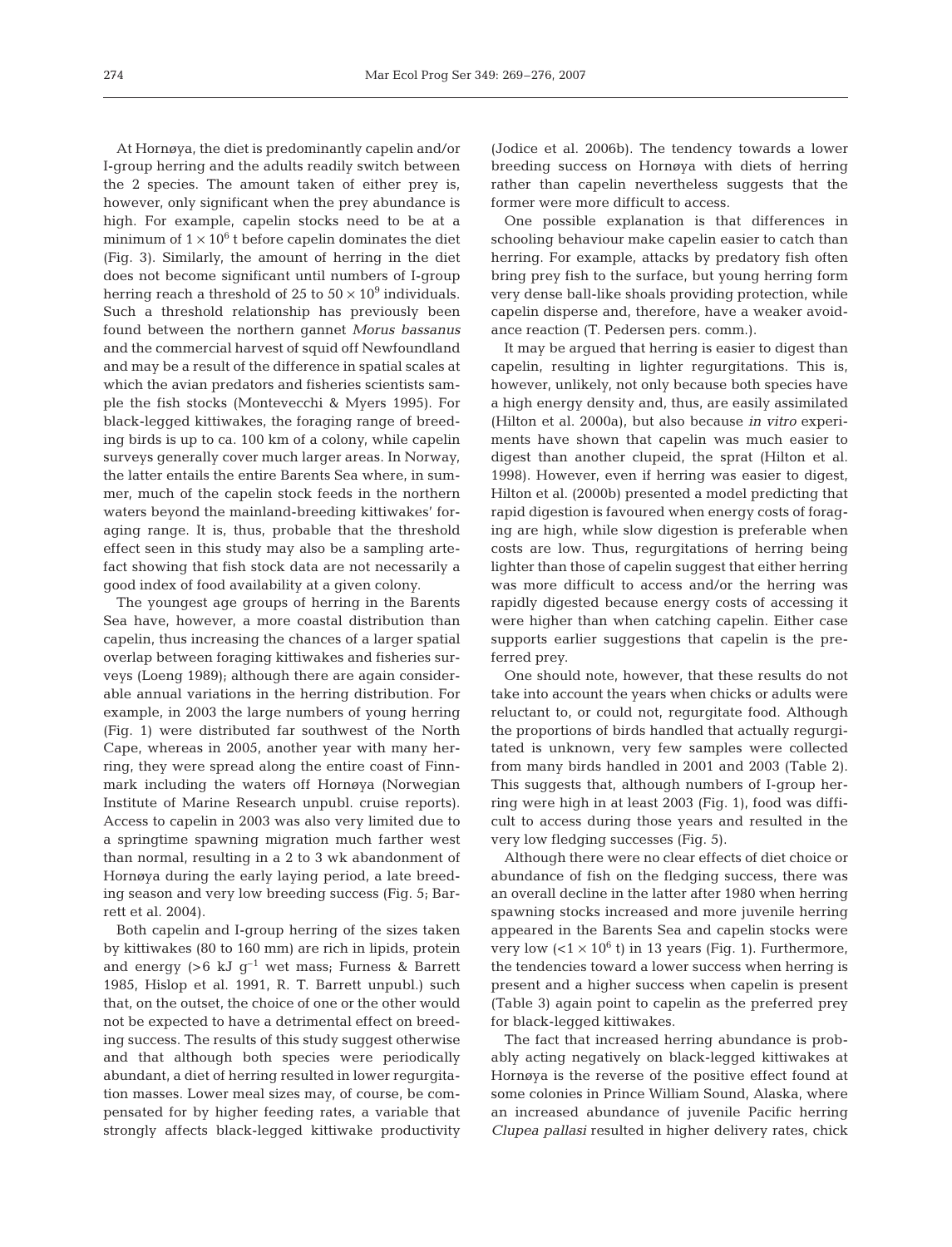At Hornøya, the diet is predominantly capelin and/or I-group herring and the adults readily switch between the 2 species. The amount taken of either prey is, however, only significant when the prey abundance is high. For example, capelin stocks need to be at a minimum of $1 \times 10^6$ t before capelin dominates the diet (Fig. 3). Similarly, the amount of herring in the diet does not become significant until numbers of I-group herring reach a threshold of 25 to $50 \times 10^9$ individuals. Such a threshold relationship has previously been found between the northern gannet *Morus bassanus* and the commercial harvest of squid off Newfoundland and may be a result of the difference in spatial scales at which the avian predators and fisheries scientists sample the fish stocks (Montevecchi & Myers 1995). For black-legged kittiwakes, the foraging range of breeding birds is up to ca. 100 km of a colony, while capelin surveys generally cover much larger areas. In Norway, the latter entails the entire Barents Sea where, in summer, much of the capelin stock feeds in the northern waters beyond the mainland-breeding kittiwakes' foraging range. It is, thus, probable that the threshold effect seen in this study may also be a sampling artefact showing that fish stock data are not necessarily a good index of food availability at a given colony.

The youngest age groups of herring in the Barents Sea have, however, a more coastal distribution than capelin, thus increasing the chances of a larger spatial overlap between foraging kittiwakes and fisheries surveys (Loeng 1989); although there are again considerable annual variations in the herring distribution. For example, in 2003 the large numbers of young herring (Fig. 1) were distributed far southwest of the North Cape, whereas in 2005, another year with many herring, they were spread along the entire coast of Finnmark including the waters off Hornøya (Norwegian Institute of Marine Research unpubl. cruise reports). Access to capelin in 2003 was also very limited due to a springtime spawning migration much farther west than normal, resulting in a 2 to 3 wk abandonment of Hornøya during the early laying period, a late breeding season and very low breeding success (Fig. 5; Barrett et al. 2004).

Both capelin and I-group herring of the sizes taken by kittiwakes (80 to 160 mm) are rich in lipids, protein and energy (>6 kJ $g^{-1}$ wet mass; Furness & Barrett 1985, Hislop et al. 1991, R. T. Barrett unpubl.) such that, on the outset, the choice of one or the other would not be expected to have a detrimental effect on breeding success. The results of this study suggest otherwise and that although both species were periodically abundant, a diet of herring resulted in lower regurgitation masses. Lower meal sizes may, of course, be compensated for by higher feeding rates, a variable that strongly affects black-legged kittiwake productivity (Jodice et al. 2006b). The tendency towards a lower breeding success on Hornøya with diets of herring rather than capelin nevertheless suggests that the former were more difficult to access.

One possible explanation is that differences in schooling behaviour make capelin easier to catch than herring. For example, attacks by predatory fish often bring prey fish to the surface, but young herring form very dense ball-like shoals providing protection, while capelin disperse and, therefore, have a weaker avoidance reaction (T. Pedersen pers. comm.).

It may be argued that herring is easier to digest than capelin, resulting in lighter regurgitations. This is, however, unlikely, not only because both species have a high energy density and, thus, are easily assimilated (Hilton et al. 2000a), but also because *in vitro* experiments have shown that capelin was much easier to digest than another clupeid, the sprat (Hilton et al. 1998). However, even if herring was easier to digest, Hilton et al. (2000b) presented a model predicting that rapid digestion is favoured when energy costs of foraging are high, while slow digestion is preferable when costs are low. Thus, regurgitations of herring being lighter than those of capelin suggest that either herring was more difficult to access and/or the herring was rapidly digested because energy costs of accessing it were higher than when catching capelin. Either case supports earlier suggestions that capelin is the preferred prey.

One should note, however, that these results do not take into account the years when chicks or adults were reluctant to, or could not, regurgitate food. Although the proportions of birds handled that actually regurgitated is unknown, very few samples were collected from many birds handled in 2001 and 2003 (Table 2). This suggests that, although numbers of I-group herring were high in at least 2003 (Fig. 1), food was difficult to access during those years and resulted in the very low fledging successes (Fig. 5).

Although there were no clear effects of diet choice or abundance of fish on the fledging success, there was an overall decline in the latter after 1980 when herring spawning stocks increased and more juvenile herring appeared in the Barents Sea and capelin stocks were very low ($<1 \times 10^6$ t) in 13 years (Fig. 1). Furthermore, the tendencies toward a lower success when herring is present and a higher success when capelin is present (Table 3) again point to capelin as the preferred prey for black-legged kittiwakes.

The fact that increased herring abundance is probably acting negatively on black-legged kittiwakes at Hornøya is the reverse of the positive effect found at some colonies in Prince William Sound, Alaska, where an increased abundance of juvenile Pacific herring *Clupea pallasi* resulted in higher delivery rates, chick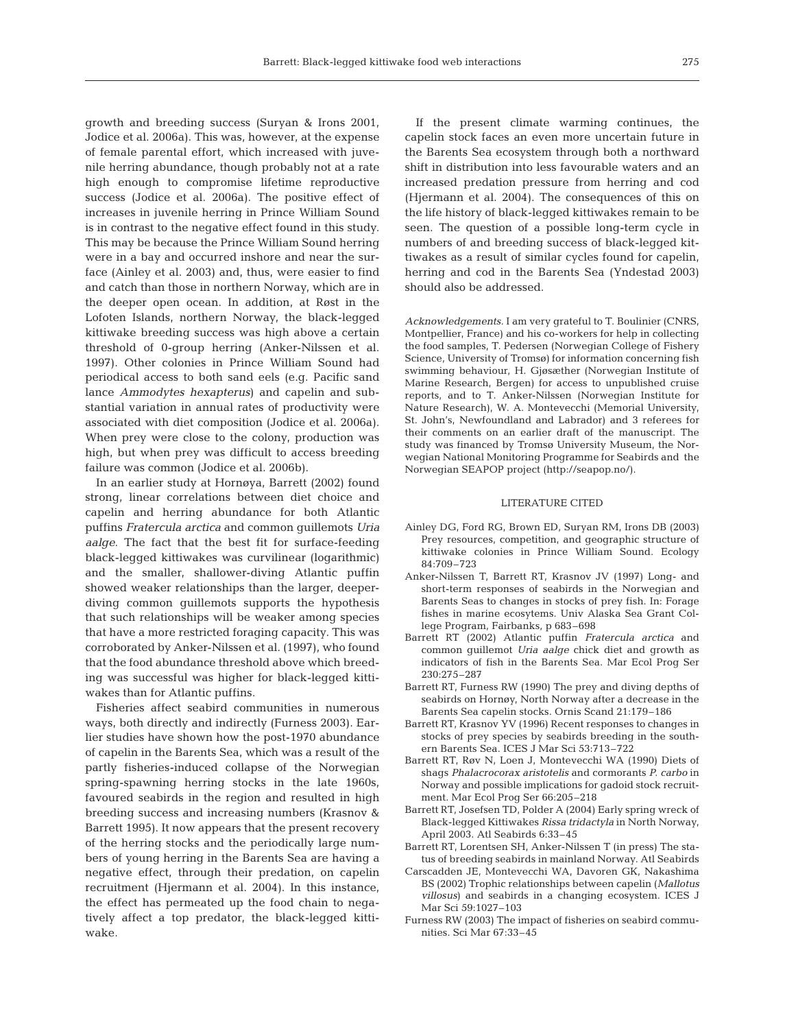growth and breeding success (Suryan & Irons 2001, Jodice et al. 2006a). This was, however, at the expense of female parental effort, which increased with juvenile herring abundance, though probably not at a rate high enough to compromise lifetime reproductive success (Jodice et al. 2006a). The positive effect of increases in juvenile herring in Prince William Sound is in contrast to the negative effect found in this study. This may be because the Prince William Sound herring were in a bay and occurred inshore and near the surface (Ainley et al. 2003) and, thus, were easier to find and catch than those in northern Norway, which are in the deeper open ocean. In addition, at Røst in the Lofoten Islands, northern Norway, the black-legged kittiwake breeding success was high above a certain threshold of 0-group herring (Anker-Nilssen et al. 1997). Other colonies in Prince William Sound had periodical access to both sand eels (e.g. Pacific sand lance *Ammodytes hexapterus*) and capelin and substantial variation in annual rates of productivity were associated with diet composition (Jodice et al. 2006a). When prey were close to the colony, production was high, but when prey was difficult to access breeding failure was common (Jodice et al. 2006b).

In an earlier study at Hornøya, Barrett (2002) found strong, linear correlations between diet choice and capelin and herring abundance for both Atlantic puffins *Fratercula arctica* and common guillemots *Uria aalge*. The fact that the best fit for surface-feeding black-legged kittiwakes was curvilinear (logarithmic) and the smaller, shallower-diving Atlantic puffin showed weaker relationships than the larger, deeper-diving common guillemots supports the hypothesis that such relationships will be weaker among species that have a more restricted foraging capacity. This was corroborated by Anker-Nilssen et al. (1997), who found that the food abundance threshold above which breeding was successful was higher for black-legged kittiwakes than for Atlantic puffins.

Fisheries affect seabird communities in numerous ways, both directly and indirectly (Furness 2003). Earlier studies have shown how the post-1970 abundance of capelin in the Barents Sea, which was a result of the partly fisheries-induced collapse of the Norwegian spring-spawning herring stocks in the late 1960s, favoured seabirds in the region and resulted in high breeding success and increasing numbers (Krasnov & Barrett 1995). It now appears that the present recovery of the herring stocks and the periodically large numbers of young herring in the Barents Sea are having a negative effect, through their predation, on capelin recruitment (Hjermann et al. 2004). In this instance, the effect has permeated up the food chain to negatively affect a top predator, the black-legged kittiwake.

If the present climate warming continues, the capelin stock faces an even more uncertain future in the Barents Sea ecosystem through both a northward shift in distribution into less favourable waters and an increased predation pressure from herring and cod (Hjermann et al. 2004). The consequences of this on the life history of black-legged kittiwakes remain to be seen. The question of a possible long-term cycle in numbers of and breeding success of black-legged kittiwakes as a result of similar cycles found for capelin, herring and cod in the Barents Sea (Yndestad 2003) should also be addressed.

*Acknowledgements.* I am very grateful to T. Boulinier (CNRS, Montpellier, France) and his co-workers for help in collecting the food samples, T. Pedersen (Norwegian College of Fishery Science, University of Tromsø) for information concerning fish swimming behaviour, H. Gjøsæther (Norwegian Institute of Marine Research, Bergen) for access to unpublished cruise reports, and to T. Anker-Nilssen (Norwegian Institute for Nature Research), W. A. Montevecchi (Memorial University, St. John's, Newfoundland and Labrador) and 3 referees for their comments on an earlier draft of the manuscript. The study was financed by Tromsø University Museum, the Norwegian National Monitoring Programme for Seabirds and the Norwegian SEAPOP project (http://seapop.no/).

## LITERATURE CITED

- Ainley DG, Ford RG, Brown ED, Suryan RM, Irons DB (2003) Prey resources, competition, and geographic structure of kittiwake colonies in Prince William Sound. Ecology 84:709–723
- Anker-Nilssen T, Barrett RT, Krasnov JV (1997) Long- and short-term responses of seabirds in the Norwegian and Barents Seas to changes in stocks of prey fish. In: Forage fishes in marine ecosytems. Univ Alaska Sea Grant College Program, Fairbanks, p 683–698
- Barrett RT (2002) Atlantic puffin *Fratercula arctica* and common guillemot *Uria aalge* chick diet and growth as indicators of fish in the Barents Sea. Mar Ecol Prog Ser 230:275–287
- Barrett RT, Furness RW (1990) The prey and diving depths of seabirds on Hornøy, North Norway after a decrease in the Barents Sea capelin stocks. Ornis Scand 21:179–186
- Barrett RT, Krasnov YV (1996) Recent responses to changes in stocks of prey species by seabirds breeding in the southern Barents Sea. ICES J Mar Sci 53:713–722
- Barrett RT, Røv N, Loen J, Montevecchi WA (1990) Diets of shags *Phalacrocorax aristotelis* and cormorants *P. carbo* in Norway and possible implications for gadoid stock recruitment. Mar Ecol Prog Ser 66:205–218
- Barrett RT, Josefsen TD, Polder A (2004) Early spring wreck of Black-legged Kittiwakes *Rissa tridactyla* in North Norway, April 2003. Atl Seabirds 6:33–45
- Barrett RT, Lorentsen SH, Anker-Nilssen T (in press) The status of breeding seabirds in mainland Norway. Atl Seabirds
- Carscadden JE, Montevecchi WA, Davoren GK, Nakashima BS (2002) Trophic relationships between capelin (*Mallotus villosus*) and seabirds in a changing ecosystem. ICES J Mar Sci 59:1027–103
- Furness RW (2003) The impact of fisheries on seabird communities. Sci Mar 67:33–45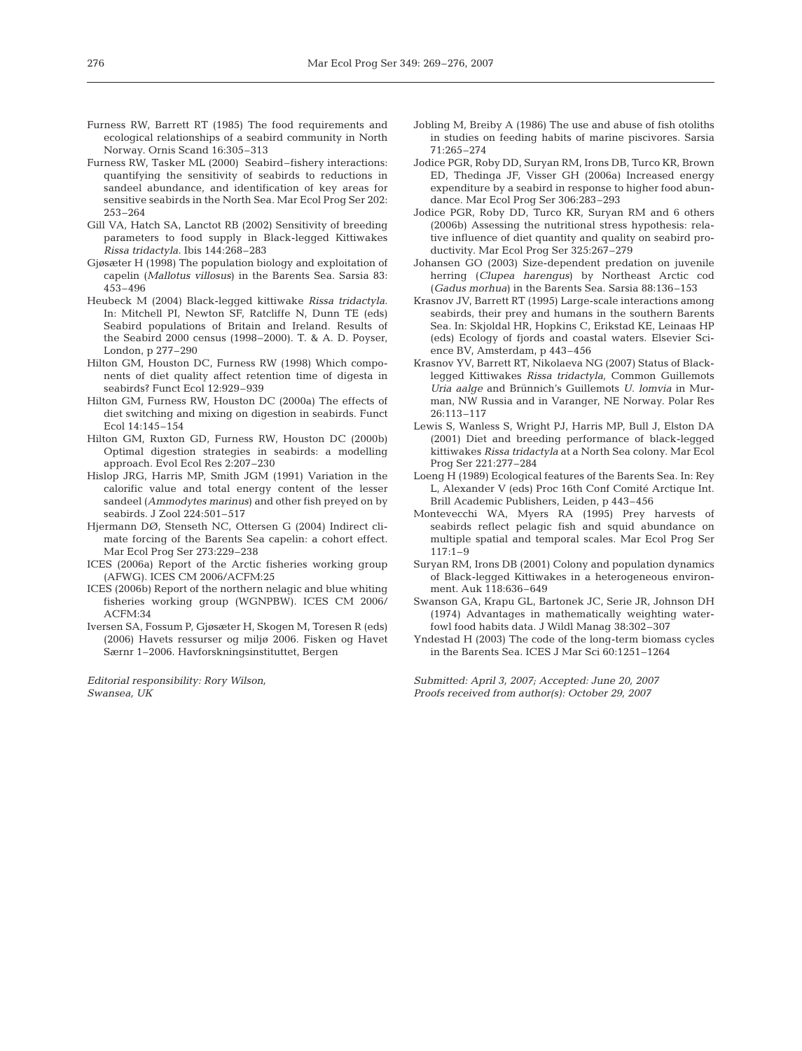Furness RW, Barrett RT (1985) The food requirements and ecological relationships of a seabird community in North Norway. Ornis Scand 16:305–313

Furness RW, Tasker ML (2000) Seabird–fishery interactions: quantifying the sensitivity of seabirds to reductions in sandeel abundance, and identification of key areas for sensitive seabirds in the North Sea. Mar Ecol Prog Ser 202: 253–264

Gill VA, Hatch SA, Lanctot RB (2002) Sensitivity of breeding parameters to food supply in Black-legged Kittiwakes *Rissa tridactyla*. Ibis 144:268–283

Gjøsæter H (1998) The population biology and exploitation of capelin (*Mallotus villosus*) in the Barents Sea. Sarsia 83: 453–496

Heubeck M (2004) Black-legged kittiwake *Rissa tridactyla*. In: Mitchell PI, Newton SF, Ratcliffe N, Dunn TE (eds) Seabird populations of Britain and Ireland. Results of the Seabird 2000 census (1998–2000). T. & A. D. Poyser, London, p 277–290

Hilton GM, Houston DC, Furness RW (1998) Which components of diet quality affect retention time of digesta in seabirds? Funct Ecol 12:929–939

Hilton GM, Furness RW, Houston DC (2000a) The effects of diet switching and mixing on digestion in seabirds. Funct Ecol 14:145–154

Hilton GM, Ruxton GD, Furness RW, Houston DC (2000b) Optimal digestion strategies in seabirds: a modelling approach. Evol Ecol Res 2:207–230

Hislop JRG, Harris MP, Smith JGM (1991) Variation in the calorific value and total energy content of the lesser sandeel (*Ammodytes marinus*) and other fish preyed on by seabirds. J Zool 224:501–517

Hjermann DØ, Stenseth NC, Ottersen G (2004) Indirect climate forcing of the Barents Sea capelin: a cohort effect. Mar Ecol Prog Ser 273:229–238

ICES (2006a) Report of the Arctic fisheries working group (AFWG). ICES CM 2006/ACFM:25

ICES (2006b) Report of the northern nelagic and blue whiting fisheries working group (WGNPBW). ICES CM 2006/ ACFM:34

Iversen SA, Fossum P, Gjøsæter H, Skogen M, Toresen R (eds) (2006) Havets ressurser og miljø 2006. Fisken og Havet Særnr 1–2006. Havforskningsinstituttet, Bergen

Jobling M, Breiby A (1986) The use and abuse of fish otoliths in studies on feeding habits of marine piscivores. Sarsia 71:265–274

Jodice PGR, Roby DD, Suryan RM, Irons DB, Turco KR, Brown ED, Thedinga JF, Visser GH (2006a) Increased energy expenditure by a seabird in response to higher food abundance. Mar Ecol Prog Ser 306:283–293

Jodice PGR, Roby DD, Turco KR, Suryan RM and 6 others (2006b) Assessing the nutritional stress hypothesis: relative influence of diet quantity and quality on seabird productivity. Mar Ecol Prog Ser 325:267–279

Johansen GO (2003) Size-dependent predation on juvenile herring (*Clupea harengus*) by Northeast Arctic cod (*Gadus morhua*) in the Barents Sea. Sarsia 88:136–153

Krasnov JV, Barrett RT (1995) Large-scale interactions among seabirds, their prey and humans in the southern Barents Sea. In: Skjoldal HR, Hopkins C, Erikstad KE, Leinaas HP (eds) Ecology of fjords and coastal waters. Elsevier Science BV, Amsterdam, p 443–456

Krasnov YV, Barrett RT, Nikolaeva NG (2007) Status of Black-legged Kittiwakes *Rissa tridactyla*, Common Guillemots *Uria aalge* and Brünnich's Guillemots *U. lomvia* in Murman, NW Russia and in Varanger, NE Norway. Polar Res 26:113–117

Lewis S, Wanless S, Wright PJ, Harris MP, Bull J, Elston DA (2001) Diet and breeding performance of black-legged kittiwakes *Rissa tridactyla* at a North Sea colony. Mar Ecol Prog Ser 221:277–284

Loeng H (1989) Ecological features of the Barents Sea. In: Rey L, Alexander V (eds) Proc 16th Conf Comité Arctique Int. Brill Academic Publishers, Leiden, p 443–456

Montevecchi WA, Myers RA (1995) Prey harvests of seabirds reflect pelagic fish and squid abundance on multiple spatial and temporal scales. Mar Ecol Prog Ser 117:1–9

Suryan RM, Irons DB (2001) Colony and population dynamics of Black-legged Kittiwakes in a heterogeneous environment. Auk 118:636–649

Swanson GA, Krapu GL, Bartonek JC, Serie JR, Johnson DH (1974) Advantages in mathematically weighting waterfowl food habits data. J Wildl Manag 38:302–307

Yndestad H (2003) The code of the long-term biomass cycles in the Barents Sea. ICES J Mar Sci 60:1251–1264

*Editorial responsibility: Rory Wilson, Swansea, UK*

*Submitted: April 3, 2007; Accepted: June 20, 2007*
*Proofs received from author(s): October 29, 2007*